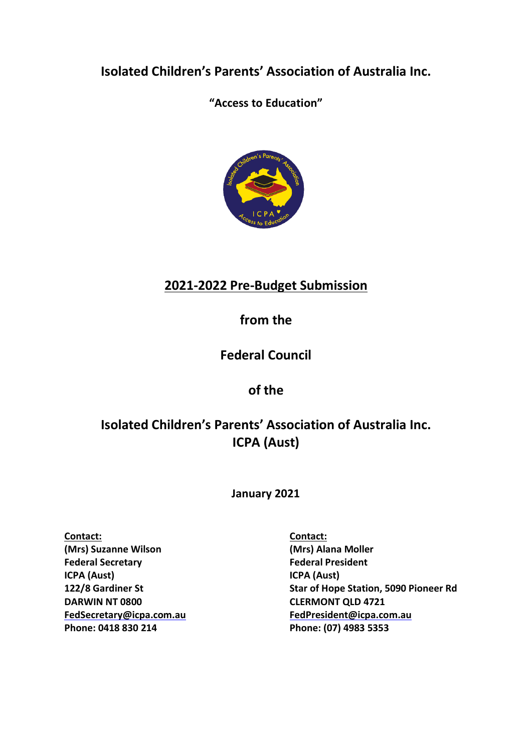# Isolated Children's Parents' Association of Australia Inc.

**"Access to Education"**

## 2021-2022 Pre-Budget Submission

**from the**

**Federal Council**

**of the**

**Isolated Children's Parents' Association of Australia Inc.**
**ICPA (Aust)**

**January 2021**

**Contact:**
**(Mrs) Suzanne Wilson**
**Federal Secretary**
**ICPA (Aust)**
**122/8 Gardiner St**
**DARWIN NT 0800**
**FedSecretary@icpa.com.au**
**Phone: 0418 830 214**

**Contact:**
**(Mrs) Alana Moller**
**Federal President**
**ICPA (Aust)**
**Star of Hope Station, 5090 Pioneer Rd**
**CLERMONT QLD 4721**
**FedPresident@icpa.com.au**
**Phone: (07) 4983 5353**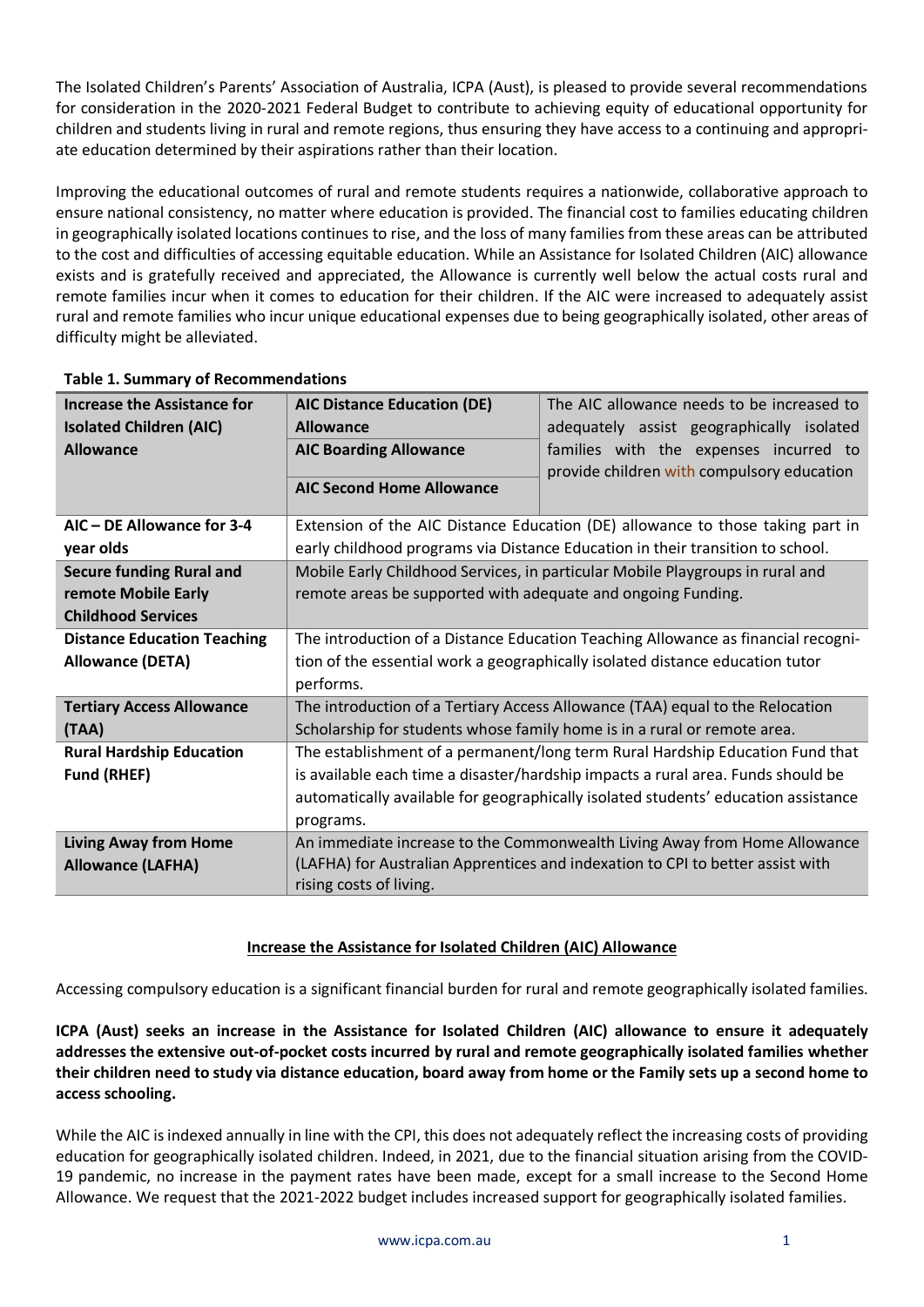The Isolated Children's Parents' Association of Australia, ICPA (Aust), is pleased to provide several recommendations for consideration in the 2020-2021 Federal Budget to contribute to achieving equity of educational opportunity for children and students living in rural and remote regions, thus ensuring they have access to a continuing and appropriate education determined by their aspirations rather than their location.

Improving the educational outcomes of rural and remote students requires a nationwide, collaborative approach to ensure national consistency, no matter where education is provided. The financial cost to families educating children in geographically isolated locations continues to rise, and the loss of many families from these areas can be attributed to the cost and difficulties of accessing equitable education. While an Assistance for Isolated Children (AIC) allowance exists and is gratefully received and appreciated, the Allowance is currently well below the actual costs rural and remote families incur when it comes to education for their children. If the AIC were increased to adequately assist rural and remote families who incur unique educational expenses due to being geographically isolated, other areas of difficulty might be alleviated.

**Table 1. Summary of Recommendations**

| | | |
|---|---|---|
| **Increase the Assistance for Isolated Children (AIC) Allowance** | **AIC Distance Education (DE) Allowance**<br>**AIC Boarding Allowance**<br>**AIC Second Home Allowance** | The AIC allowance needs to be increased to adequately assist geographically isolated families with the expenses incurred to provide children with compulsory education |
| **AIC – DE Allowance for 3-4 year olds** | Extension of the AIC Distance Education (DE) allowance to those taking part in early childhood programs via Distance Education in their transition to school. | |
| **Secure funding Rural and remote Mobile Early Childhood Services** | Mobile Early Childhood Services, in particular Mobile Playgroups in rural and remote areas be supported with adequate and ongoing Funding. | |
| **Distance Education Teaching Allowance (DETA)** | The introduction of a Distance Education Teaching Allowance as financial recognition of the essential work a geographically isolated distance education tutor performs. | |
| **Tertiary Access Allowance (TAA)** | The introduction of a Tertiary Access Allowance (TAA) equal to the Relocation Scholarship for students whose family home is in a rural or remote area. | |
| **Rural Hardship Education Fund (RHEF)** | The establishment of a permanent/long term Rural Hardship Education Fund that is available each time a disaster/hardship impacts a rural area. Funds should be automatically available for geographically isolated students' education assistance programs. | |
| **Living Away from Home Allowance (LAFHA)** | An immediate increase to the Commonwealth Living Away from Home Allowance (LAFHA) for Australian Apprentices and indexation to CPI to better assist with rising costs of living. | |

## Increase the Assistance for Isolated Children (AIC) Allowance

Accessing compulsory education is a significant financial burden for rural and remote geographically isolated families.

**ICPA (Aust) seeks an increase in the Assistance for Isolated Children (AIC) allowance to ensure it adequately addresses the extensive out-of-pocket costs incurred by rural and remote geographically isolated families whether their children need to study via distance education, board away from home or the Family sets up a second home to access schooling.**

While the AIC is indexed annually in line with the CPI, this does not adequately reflect the increasing costs of providing education for geographically isolated children. Indeed, in 2021, due to the financial situation arising from the COVID-19 pandemic, no increase in the payment rates have been made, except for a small increase to the Second Home Allowance. We request that the 2021-2022 budget includes increased support for geographically isolated families.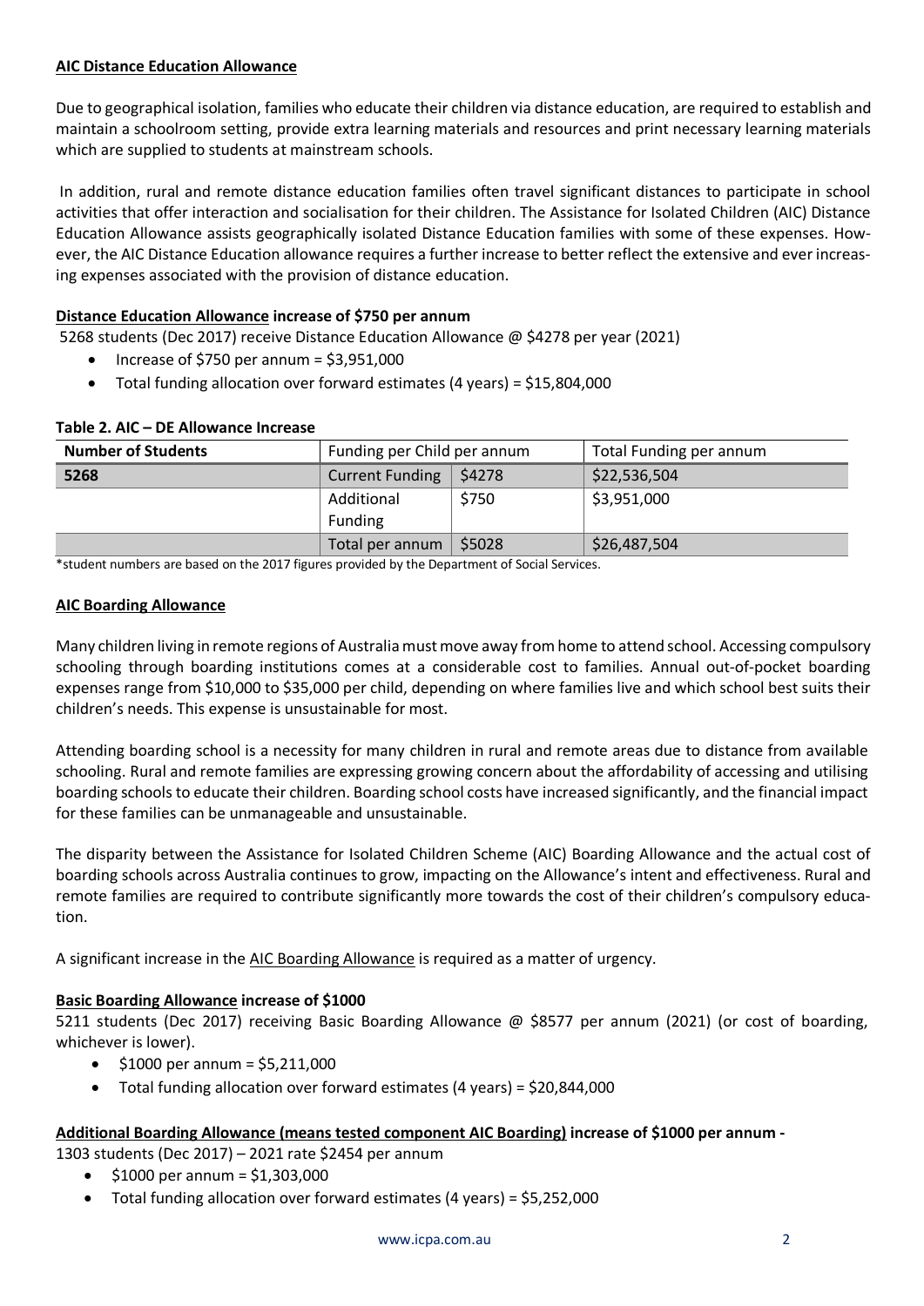**AIC Distance Education Allowance**

Due to geographical isolation, families who educate their children via distance education, are required to establish and maintain a schoolroom setting, provide extra learning materials and resources and print necessary learning materials which are supplied to students at mainstream schools.

In addition, rural and remote distance education families often travel significant distances to participate in school activities that offer interaction and socialisation for their children. The Assistance for Isolated Children (AIC) Distance Education Allowance assists geographically isolated Distance Education families with some of these expenses. However, the AIC Distance Education allowance requires a further increase to better reflect the extensive and ever increasing expenses associated with the provision of distance education.

**Distance Education Allowance increase of $750 per annum**

5268 students (Dec 2017) receive Distance Education Allowance @ $4278 per year (2021)

- Increase of $750 per annum = $3,951,000
- Total funding allocation over forward estimates (4 years) = $15,804,000

**Table 2. AIC – DE Allowance Increase**

| Number of Students | Funding per Child per annum | | Total Funding per annum |
|---|---|---|---|
| **5268** | Current Funding | $4278 | $22,536,504 |
| | Additional Funding | $750 | $3,951,000 |
| | Total per annum | $5028 | $26,487,504 |

*student numbers are based on the 2017 figures provided by the Department of Social Services.

**AIC Boarding Allowance**

Many children living in remote regions of Australia must move away from home to attend school. Accessing compulsory schooling through boarding institutions comes at a considerable cost to families. Annual out-of-pocket boarding expenses range from $10,000 to $35,000 per child, depending on where families live and which school best suits their children's needs. This expense is unsustainable for most.

Attending boarding school is a necessity for many children in rural and remote areas due to distance from available schooling. Rural and remote families are expressing growing concern about the affordability of accessing and utilising boarding schools to educate their children. Boarding school costs have increased significantly, and the financial impact for these families can be unmanageable and unsustainable.

The disparity between the Assistance for Isolated Children Scheme (AIC) Boarding Allowance and the actual cost of boarding schools across Australia continues to grow, impacting on the Allowance's intent and effectiveness. Rural and remote families are required to contribute significantly more towards the cost of their children's compulsory education.

A significant increase in the AIC Boarding Allowance is required as a matter of urgency.

**Basic Boarding Allowance increase of $1000**

5211 students (Dec 2017) receiving Basic Boarding Allowance @ $8577 per annum (2021) (or cost of boarding, whichever is lower).

- $1000 per annum = $5,211,000
- Total funding allocation over forward estimates (4 years) = $20,844,000

**Additional Boarding Allowance (means tested component AIC Boarding) increase of $1000 per annum -**

1303 students (Dec 2017) – 2021 rate $2454 per annum

- $1000 per annum = $1,303,000
- Total funding allocation over forward estimates (4 years) = $5,252,000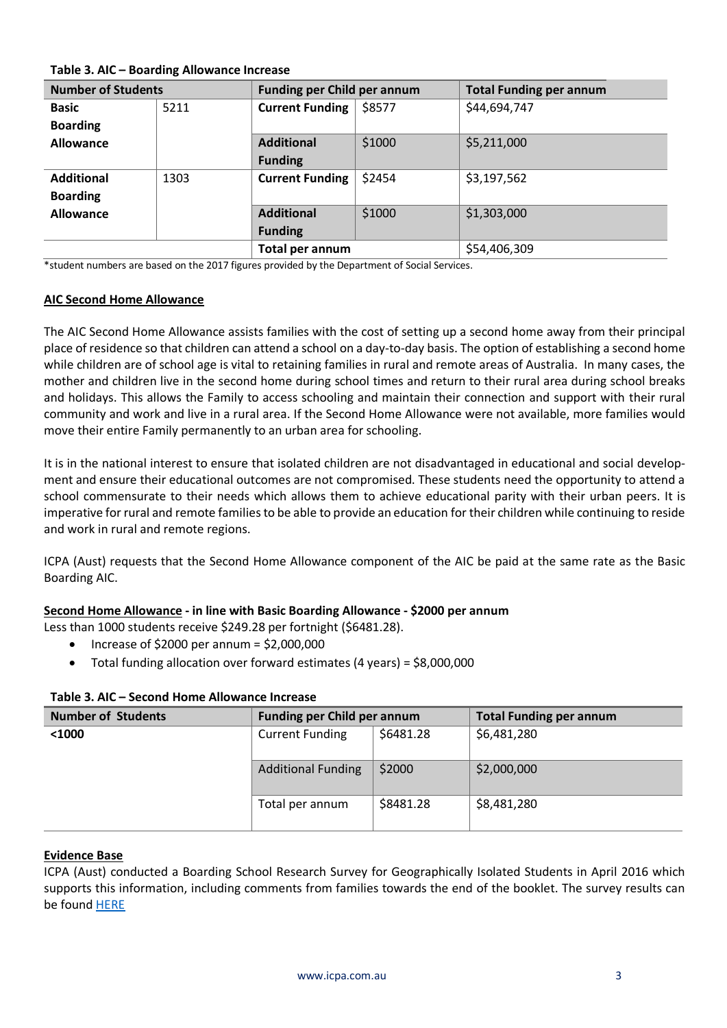**Table 3. AIC – Boarding Allowance Increase**

| Number of Students | | Funding per Child per annum | | Total Funding per annum |
|---|---|---|---|---|
| Basic Boarding Allowance | 5211 | **Current Funding** | $8577 | $44,694,747 |
| | | **Additional Funding** | $1000 | $5,211,000 |
| Additional Boarding Allowance | 1303 | **Current Funding** | $2454 | $3,197,562 |
| | | **Additional Funding** | $1000 | $1,303,000 |
| | | **Total per annum** | | $54,406,309 |

*student numbers are based on the 2017 figures provided by the Department of Social Services.

**AIC Second Home Allowance**

The AIC Second Home Allowance assists families with the cost of setting up a second home away from their principal place of residence so that children can attend a school on a day-to-day basis. The option of establishing a second home while children are of school age is vital to retaining families in rural and remote areas of Australia. In many cases, the mother and children live in the second home during school times and return to their rural area during school breaks and holidays. This allows the Family to access schooling and maintain their connection and support with their rural community and work and live in a rural area. If the Second Home Allowance were not available, more families would move their entire Family permanently to an urban area for schooling.

It is in the national interest to ensure that isolated children are not disadvantaged in educational and social development and ensure their educational outcomes are not compromised. These students need the opportunity to attend a school commensurate to their needs which allows them to achieve educational parity with their urban peers. It is imperative for rural and remote families to be able to provide an education for their children while continuing to reside and work in rural and remote regions.

ICPA (Aust) requests that the Second Home Allowance component of the AIC be paid at the same rate as the Basic Boarding AIC.

**Second Home Allowance - in line with Basic Boarding Allowance - $2000 per annum**

Less than 1000 students receive $249.28 per fortnight ($6481.28).

- Increase of $2000 per annum = $2,000,000
- Total funding allocation over forward estimates (4 years) = $8,000,000

**Table 3. AIC – Second Home Allowance Increase**

| Number of Students | Funding per Child per annum | | Total Funding per annum |
|---|---|---|---|
| **<1000** | Current Funding | $6481.28 | $6,481,280 |
| | Additional Funding | $2000 | $2,000,000 |
| | Total per annum | $8481.28 | $8,481,280 |

**Evidence Base**

ICPA (Aust) conducted a Boarding School Research Survey for Geographically Isolated Students in April 2016 which supports this information, including comments from families towards the end of the booklet. The survey results can be found HERE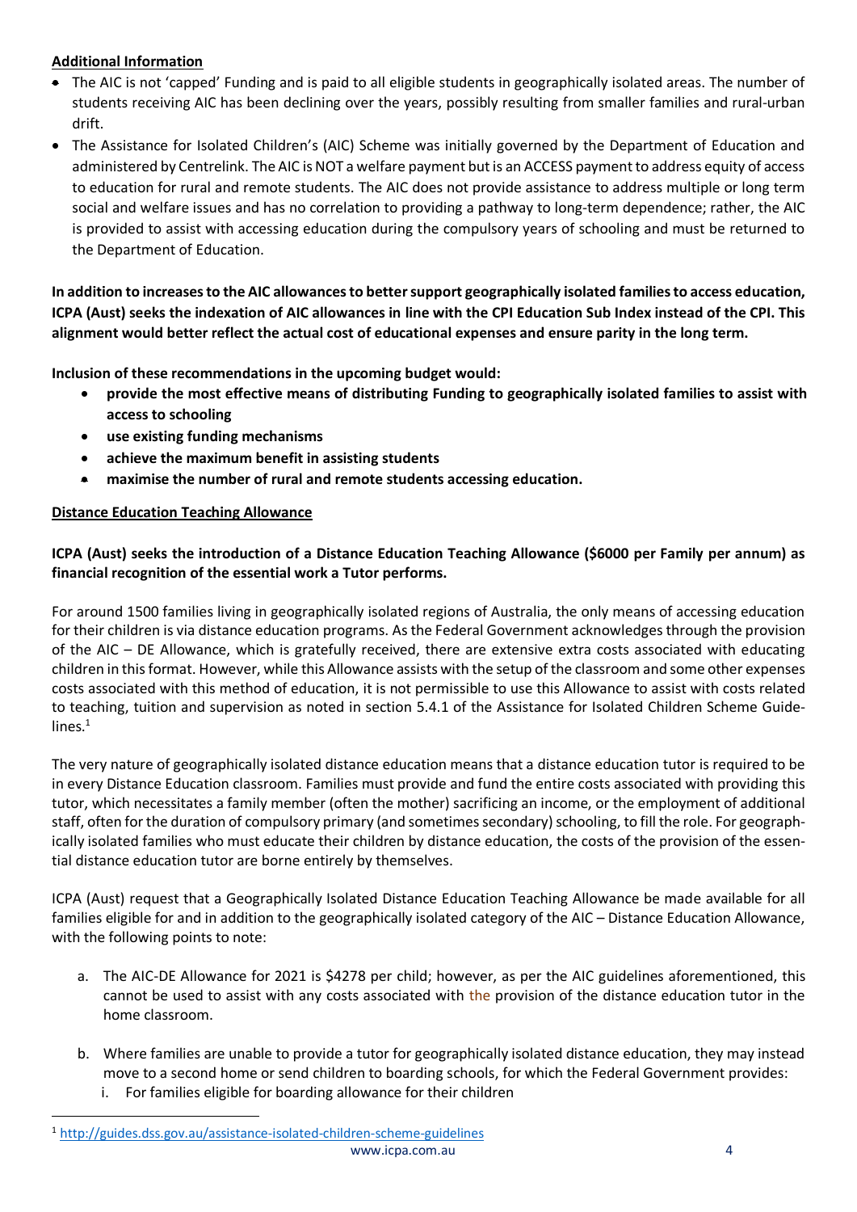**Additional Information**

- The AIC is not 'capped' Funding and is paid to all eligible students in geographically isolated areas. The number of students receiving AIC has been declining over the years, possibly resulting from smaller families and rural-urban drift.
- The Assistance for Isolated Children's (AIC) Scheme was initially governed by the Department of Education and administered by Centrelink. The AIC is NOT a welfare payment but is an ACCESS payment to address equity of access to education for rural and remote students. The AIC does not provide assistance to address multiple or long term social and welfare issues and has no correlation to providing a pathway to long-term dependence; rather, the AIC is provided to assist with accessing education during the compulsory years of schooling and must be returned to the Department of Education.

**In addition to increases to the AIC allowances to better support geographically isolated families to access education, ICPA (Aust) seeks the indexation of AIC allowances in line with the CPI Education Sub Index instead of the CPI. This alignment would better reflect the actual cost of educational expenses and ensure parity in the long term.**

**Inclusion of these recommendations in the upcoming budget would:**

- **provide the most effective means of distributing Funding to geographically isolated families to assist with access to schooling**
- **use existing funding mechanisms**
- **achieve the maximum benefit in assisting students**
- **maximise the number of rural and remote students accessing education.**

**Distance Education Teaching Allowance**

**ICPA (Aust) seeks the introduction of a Distance Education Teaching Allowance ($6000 per Family per annum) as financial recognition of the essential work a Tutor performs.**

For around 1500 families living in geographically isolated regions of Australia, the only means of accessing education for their children is via distance education programs. As the Federal Government acknowledges through the provision of the AIC – DE Allowance, which is gratefully received, there are extensive extra costs associated with educating children in this format. However, while this Allowance assists with the setup of the classroom and some other expenses costs associated with this method of education, it is not permissible to use this Allowance to assist with costs related to teaching, tuition and supervision as noted in section 5.4.1 of the Assistance for Isolated Children Scheme Guidelines.[1]

The very nature of geographically isolated distance education means that a distance education tutor is required to be in every Distance Education classroom. Families must provide and fund the entire costs associated with providing this tutor, which necessitates a family member (often the mother) sacrificing an income, or the employment of additional staff, often for the duration of compulsory primary (and sometimes secondary) schooling, to fill the role. For geographically isolated families who must educate their children by distance education, the costs of the provision of the essential distance education tutor are borne entirely by themselves.

ICPA (Aust) request that a Geographically Isolated Distance Education Teaching Allowance be made available for all families eligible for and in addition to the geographically isolated category of the AIC – Distance Education Allowance, with the following points to note:

a. The AIC-DE Allowance for 2021 is $4278 per child; however, as per the AIC guidelines aforementioned, this cannot be used to assist with any costs associated with the provision of the distance education tutor in the home classroom.

b. Where families are unable to provide a tutor for geographically isolated distance education, they may instead move to a second home or send children to boarding schools, for which the Federal Government provides:
   i. For families eligible for boarding allowance for their children

[1] http://guides.dss.gov.au/assistance-isolated-children-scheme-guidelines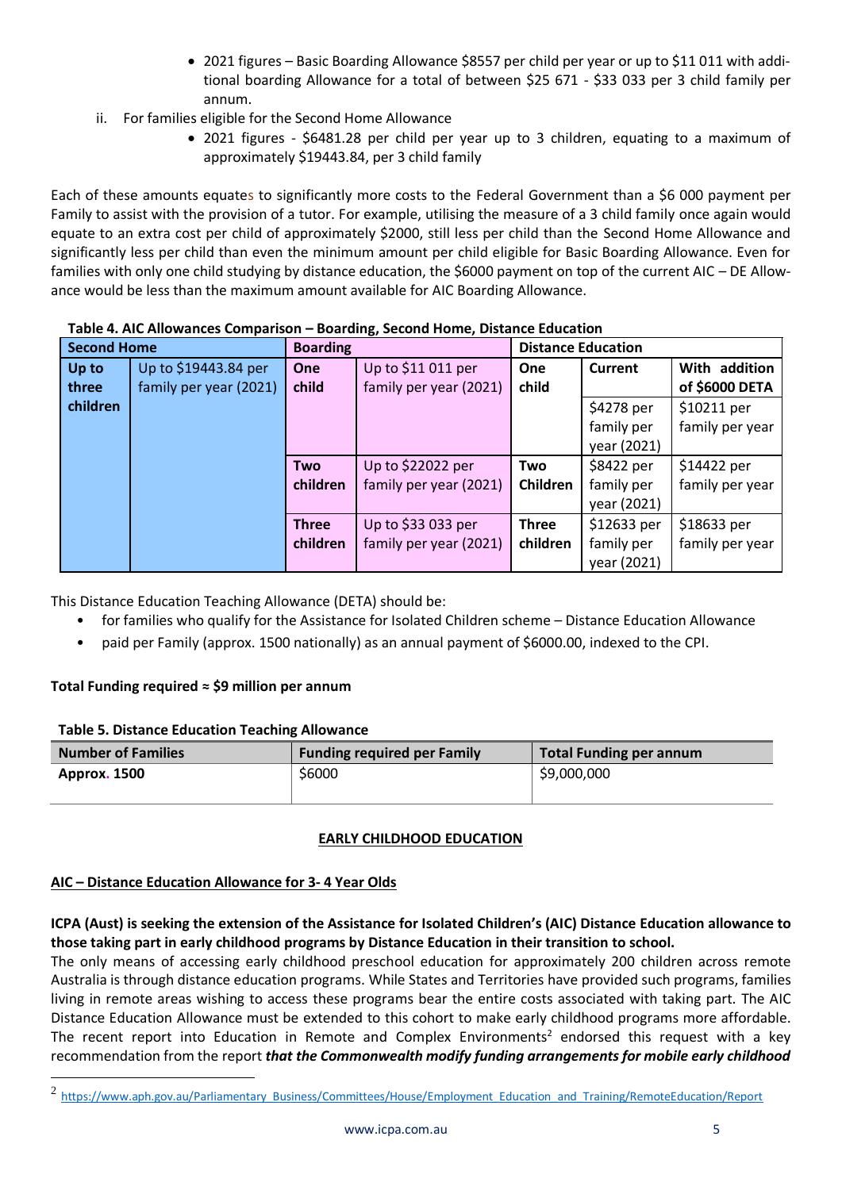- 2021 figures – Basic Boarding Allowance $8557 per child per year or up to $11 011 with additional boarding Allowance for a total of between $25 671 - $33 033 per 3 child family per annum.

ii. For families eligible for the Second Home Allowance

- 2021 figures - $6481.28 per child per year up to 3 children, equating to a maximum of approximately $19443.84, per 3 child family

Each of these amounts equates to significantly more costs to the Federal Government than a $6 000 payment per Family to assist with the provision of a tutor. For example, utilising the measure of a 3 child family once again would equate to an extra cost per child of approximately $2000, still less per child than the Second Home Allowance and significantly less per child than even the minimum amount per child eligible for Basic Boarding Allowance. Even for families with only one child studying by distance education, the $6000 payment on top of the current AIC – DE Allowance would be less than the maximum amount available for AIC Boarding Allowance.

**Table 4. AIC Allowances Comparison – Boarding, Second Home, Distance Education**

| Second Home | | Boarding | | Distance Education | | |
|---|---|---|---|---|---|---|
| **Up to three children** | Up to $19443.84 per family per year (2021) | **One child** | Up to $11 011 per family per year (2021) | **One child** | **Current** | **With addition of $6000 DETA** |
| | | | | | $4278 per family per year (2021) | $10211 per family per year |
| | | **Two children** | Up to $22022 per family per year (2021) | **Two Children** | $8422 per family per year (2021) | $14422 per family per year |
| | | **Three children** | Up to $33 033 per family per year (2021) | **Three children** | $12633 per family per year (2021) | $18633 per family per year |

This Distance Education Teaching Allowance (DETA) should be:

- for families who qualify for the Assistance for Isolated Children scheme – Distance Education Allowance
- paid per Family (approx. 1500 nationally) as an annual payment of $6000.00, indexed to the CPI.

**Total Funding required ≈ $9 million per annum**

**Table 5. Distance Education Teaching Allowance**

| Number of Families | Funding required per Family | Total Funding per annum |
|---|---|---|
| **Approx. 1500** | $6000 | $9,000,000 |

**EARLY CHILDHOOD EDUCATION**

**AIC – Distance Education Allowance for 3- 4 Year Olds**

**ICPA (Aust) is seeking the extension of the Assistance for Isolated Children's (AIC) Distance Education allowance to those taking part in early childhood programs by Distance Education in their transition to school.**
The only means of accessing early childhood preschool education for approximately 200 children across remote Australia is through distance education programs. While States and Territories have provided such programs, families living in remote areas wishing to access these programs bear the entire costs associated with taking part. The AIC Distance Education Allowance must be extended to this cohort to make early childhood programs more affordable. The recent report into Education in Remote and Complex Environments[2] endorsed this request with a key recommendation from the report ***that the Commonwealth modify funding arrangements for mobile early childhood***

[2] https://www.aph.gov.au/Parliamentary_Business/Committees/House/Employment_Education_and_Training/RemoteEducation/Report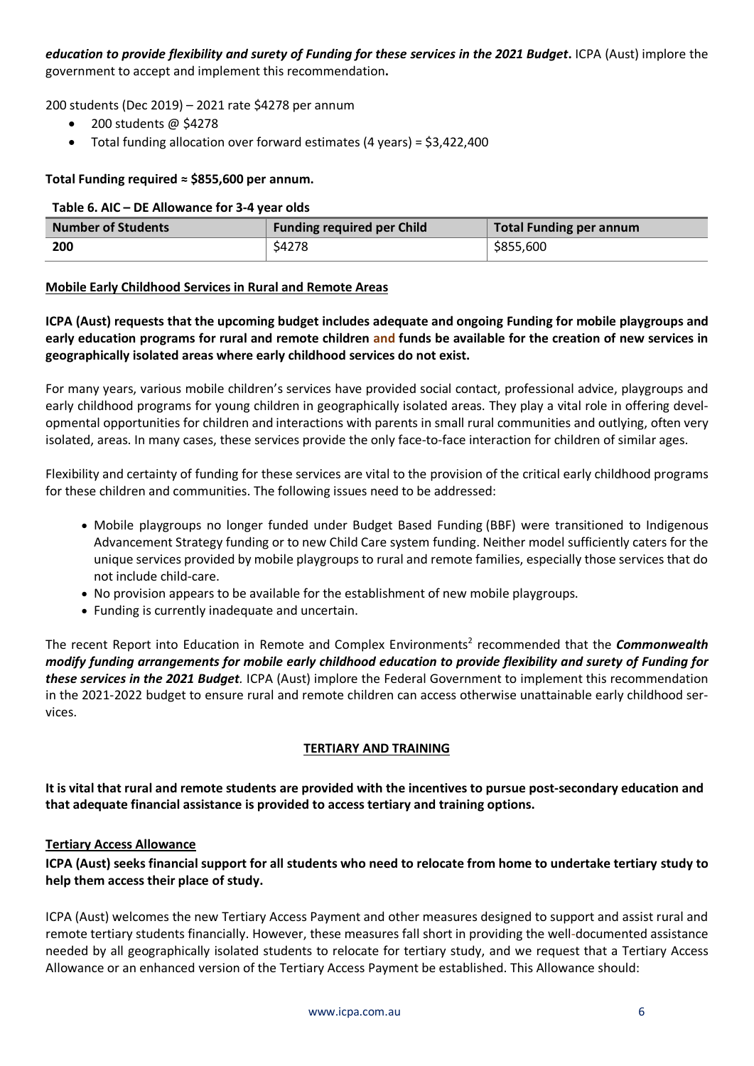***education to provide flexibility and surety of Funding for these services in the 2021 Budget*.** ICPA (Aust) implore the government to accept and implement this recommendation**.**

200 students (Dec 2019) – 2021 rate $4278 per annum

- 200 students @ $4278
- Total funding allocation over forward estimates (4 years) = $3,422,400

**Total Funding required ≈ $855,600 per annum.**

**Table 6. AIC – DE Allowance for 3-4 year olds**

| Number of Students | Funding required per Child | Total Funding per annum |
|---|---|---|
| **200** | $4278 | $855,600 |

**Mobile Early Childhood Services in Rural and Remote Areas**

**ICPA (Aust) requests that the upcoming budget includes adequate and ongoing Funding for mobile playgroups and early education programs for rural and remote children and funds be available for the creation of new services in geographically isolated areas where early childhood services do not exist.**

For many years, various mobile children's services have provided social contact, professional advice, playgroups and early childhood programs for young children in geographically isolated areas. They play a vital role in offering developmental opportunities for children and interactions with parents in small rural communities and outlying, often very isolated, areas. In many cases, these services provide the only face-to-face interaction for children of similar ages.

Flexibility and certainty of funding for these services are vital to the provision of the critical early childhood programs for these children and communities. The following issues need to be addressed:

- Mobile playgroups no longer funded under Budget Based Funding (BBF) were transitioned to Indigenous Advancement Strategy funding or to new Child Care system funding. Neither model sufficiently caters for the unique services provided by mobile playgroups to rural and remote families, especially those services that do not include child-care.
- No provision appears to be available for the establishment of new mobile playgroups.
- Funding is currently inadequate and uncertain.

The recent Report into Education in Remote and Complex Environments[2] recommended that the ***Commonwealth modify funding arrangements for mobile early childhood education to provide flexibility and surety of Funding for these services in the 2021 Budget**.* ICPA (Aust) implore the Federal Government to implement this recommendation in the 2021-2022 budget to ensure rural and remote children can access otherwise unattainable early childhood services.

## TERTIARY AND TRAINING

**It is vital that rural and remote students are provided with the incentives to pursue post-secondary education and that adequate financial assistance is provided to access tertiary and training options.**

**Tertiary Access Allowance**

**ICPA (Aust) seeks financial support for all students who need to relocate from home to undertake tertiary study to help them access their place of study.**

ICPA (Aust) welcomes the new Tertiary Access Payment and other measures designed to support and assist rural and remote tertiary students financially. However, these measures fall short in providing the well-documented assistance needed by all geographically isolated students to relocate for tertiary study, and we request that a Tertiary Access Allowance or an enhanced version of the Tertiary Access Payment be established. This Allowance should: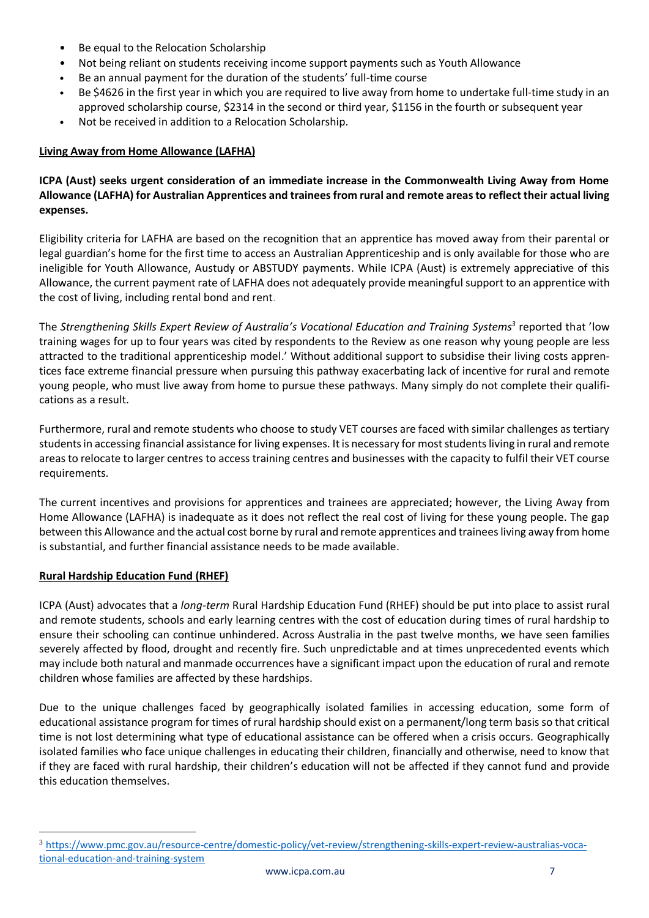- Be equal to the Relocation Scholarship
- Not being reliant on students receiving income support payments such as Youth Allowance
- Be an annual payment for the duration of the students' full-time course
- Be $4626 in the first year in which you are required to live away from home to undertake full-time study in an approved scholarship course, $2314 in the second or third year, $1156 in the fourth or subsequent year
- Not be received in addition to a Relocation Scholarship.

**Living Away from Home Allowance (LAFHA)**

**ICPA (Aust) seeks urgent consideration of an immediate increase in the Commonwealth Living Away from Home Allowance (LAFHA) for Australian Apprentices and trainees from rural and remote areas to reflect their actual living expenses.**

Eligibility criteria for LAFHA are based on the recognition that an apprentice has moved away from their parental or legal guardian's home for the first time to access an Australian Apprenticeship and is only available for those who are ineligible for Youth Allowance, Austudy or ABSTUDY payments. While ICPA (Aust) is extremely appreciative of this Allowance, the current payment rate of LAFHA does not adequately provide meaningful support to an apprentice with the cost of living, including rental bond and rent.

The *Strengthening Skills Expert Review of Australia's Vocational Education and Training Systems*[3] reported that 'low training wages for up to four years was cited by respondents to the Review as one reason why young people are less attracted to the traditional apprenticeship model.' Without additional support to subsidise their living costs apprentices face extreme financial pressure when pursuing this pathway exacerbating lack of incentive for rural and remote young people, who must live away from home to pursue these pathways. Many simply do not complete their qualifications as a result.

Furthermore, rural and remote students who choose to study VET courses are faced with similar challenges as tertiary students in accessing financial assistance for living expenses. It is necessary for most students living in rural and remote areas to relocate to larger centres to access training centres and businesses with the capacity to fulfil their VET course requirements.

The current incentives and provisions for apprentices and trainees are appreciated; however, the Living Away from Home Allowance (LAFHA) is inadequate as it does not reflect the real cost of living for these young people. The gap between this Allowance and the actual cost borne by rural and remote apprentices and trainees living away from home is substantial, and further financial assistance needs to be made available.

**Rural Hardship Education Fund (RHEF)**

ICPA (Aust) advocates that a *long-term* Rural Hardship Education Fund (RHEF) should be put into place to assist rural and remote students, schools and early learning centres with the cost of education during times of rural hardship to ensure their schooling can continue unhindered. Across Australia in the past twelve months, we have seen families severely affected by flood, drought and recently fire. Such unpredictable and at times unprecedented events which may include both natural and manmade occurrences have a significant impact upon the education of rural and remote children whose families are affected by these hardships.

Due to the unique challenges faced by geographically isolated families in accessing education, some form of educational assistance program for times of rural hardship should exist on a permanent/long term basis so that critical time is not lost determining what type of educational assistance can be offered when a crisis occurs. Geographically isolated families who face unique challenges in educating their children, financially and otherwise, need to know that if they are faced with rural hardship, their children's education will not be affected if they cannot fund and provide this education themselves.

[3] https://www.pmc.gov.au/resource-centre/domestic-policy/vet-review/strengthening-skills-expert-review-australias-vocational-education-and-training-system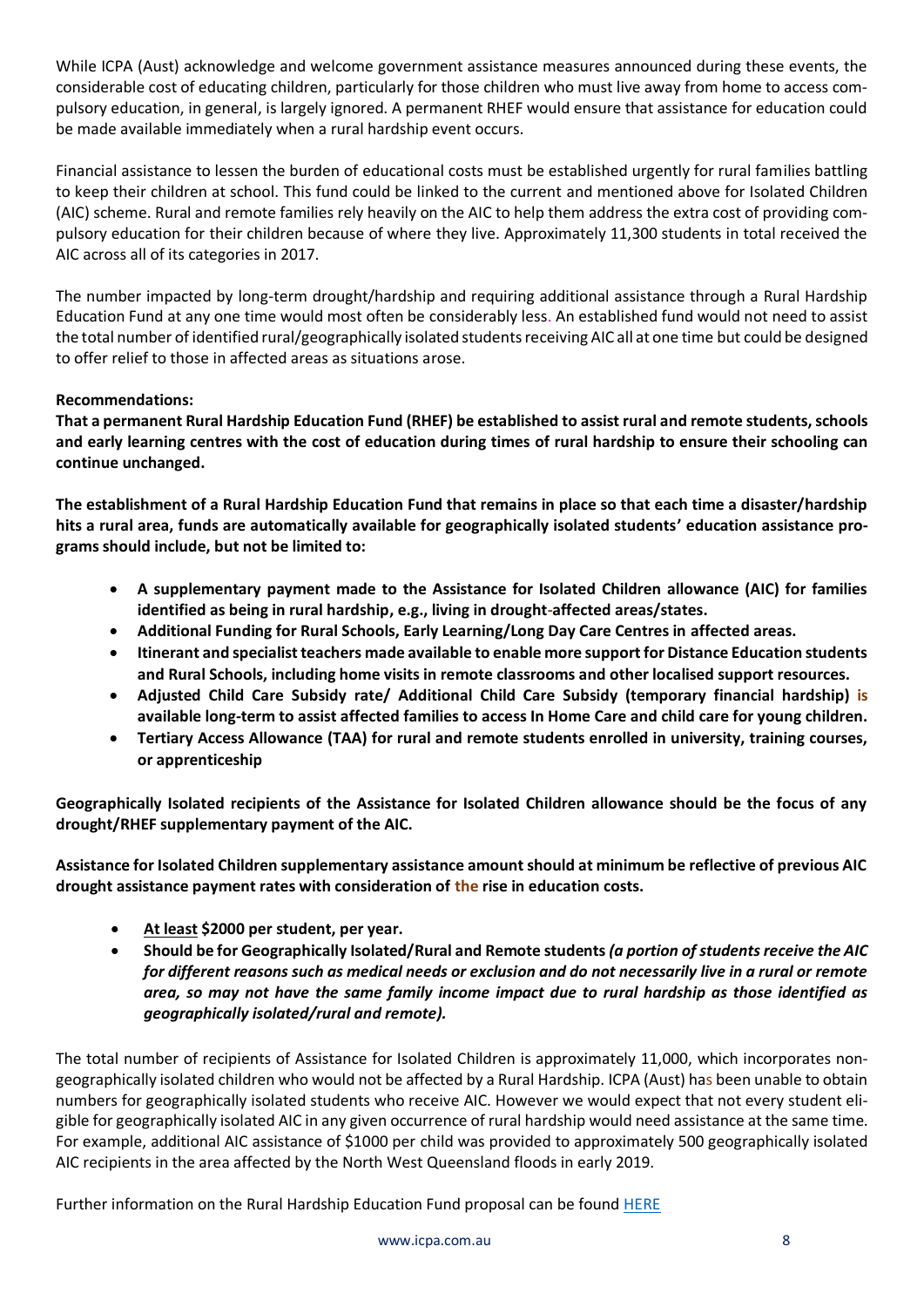While ICPA (Aust) acknowledge and welcome government assistance measures announced during these events, the considerable cost of educating children, particularly for those children who must live away from home to access compulsory education, in general, is largely ignored. A permanent RHEF would ensure that assistance for education could be made available immediately when a rural hardship event occurs.

Financial assistance to lessen the burden of educational costs must be established urgently for rural families battling to keep their children at school. This fund could be linked to the current and mentioned above for Isolated Children (AIC) scheme. Rural and remote families rely heavily on the AIC to help them address the extra cost of providing compulsory education for their children because of where they live. Approximately 11,300 students in total received the AIC across all of its categories in 2017.

The number impacted by long-term drought/hardship and requiring additional assistance through a Rural Hardship Education Fund at any one time would most often be considerably less. An established fund would not need to assist the total number of identified rural/geographically isolated students receiving AIC all at one time but could be designed to offer relief to those in affected areas as situations arose.

**Recommendations:**

**That a permanent Rural Hardship Education Fund (RHEF) be established to assist rural and remote students, schools and early learning centres with the cost of education during times of rural hardship to ensure their schooling can continue unchanged.**

**The establishment of a Rural Hardship Education Fund that remains in place so that each time a disaster/hardship hits a rural area, funds are automatically available for geographically isolated students' education assistance programs should include, but not be limited to:**

- **A supplementary payment made to the Assistance for Isolated Children allowance (AIC) for families identified as being in rural hardship, e.g., living in drought-affected areas/states.**
- **Additional Funding for Rural Schools, Early Learning/Long Day Care Centres in affected areas.**
- **Itinerant and specialist teachers made available to enable more support for Distance Education students and Rural Schools, including home visits in remote classrooms and other localised support resources.**
- **Adjusted Child Care Subsidy rate/ Additional Child Care Subsidy (temporary financial hardship) is available long-term to assist affected families to access In Home Care and child care for young children.**
- **Tertiary Access Allowance (TAA) for rural and remote students enrolled in university, training courses, or apprenticeship**

**Geographically Isolated recipients of the Assistance for Isolated Children allowance should be the focus of any drought/RHEF supplementary payment of the AIC.**

**Assistance for Isolated Children supplementary assistance amount should at minimum be reflective of previous AIC drought assistance payment rates with consideration of the rise in education costs.**

- **<u>At least</u> $2000 per student, per year.**
- **Should be for Geographically Isolated/Rural and Remote students *(a portion of students receive the AIC for different reasons such as medical needs or exclusion and do not necessarily live in a rural or remote area, so may not have the same family income impact due to rural hardship as those identified as geographically isolated/rural and remote).***

The total number of recipients of Assistance for Isolated Children is approximately 11,000, which incorporates non-geographically isolated children who would not be affected by a Rural Hardship. ICPA (Aust) has been unable to obtain numbers for geographically isolated students who receive AIC. However we would expect that not every student eligible for geographically isolated AIC in any given occurrence of rural hardship would need assistance at the same time. For example, additional AIC assistance of $1000 per child was provided to approximately 500 geographically isolated AIC recipients in the area affected by the North West Queensland floods in early 2019.

Further information on the Rural Hardship Education Fund proposal can be found HERE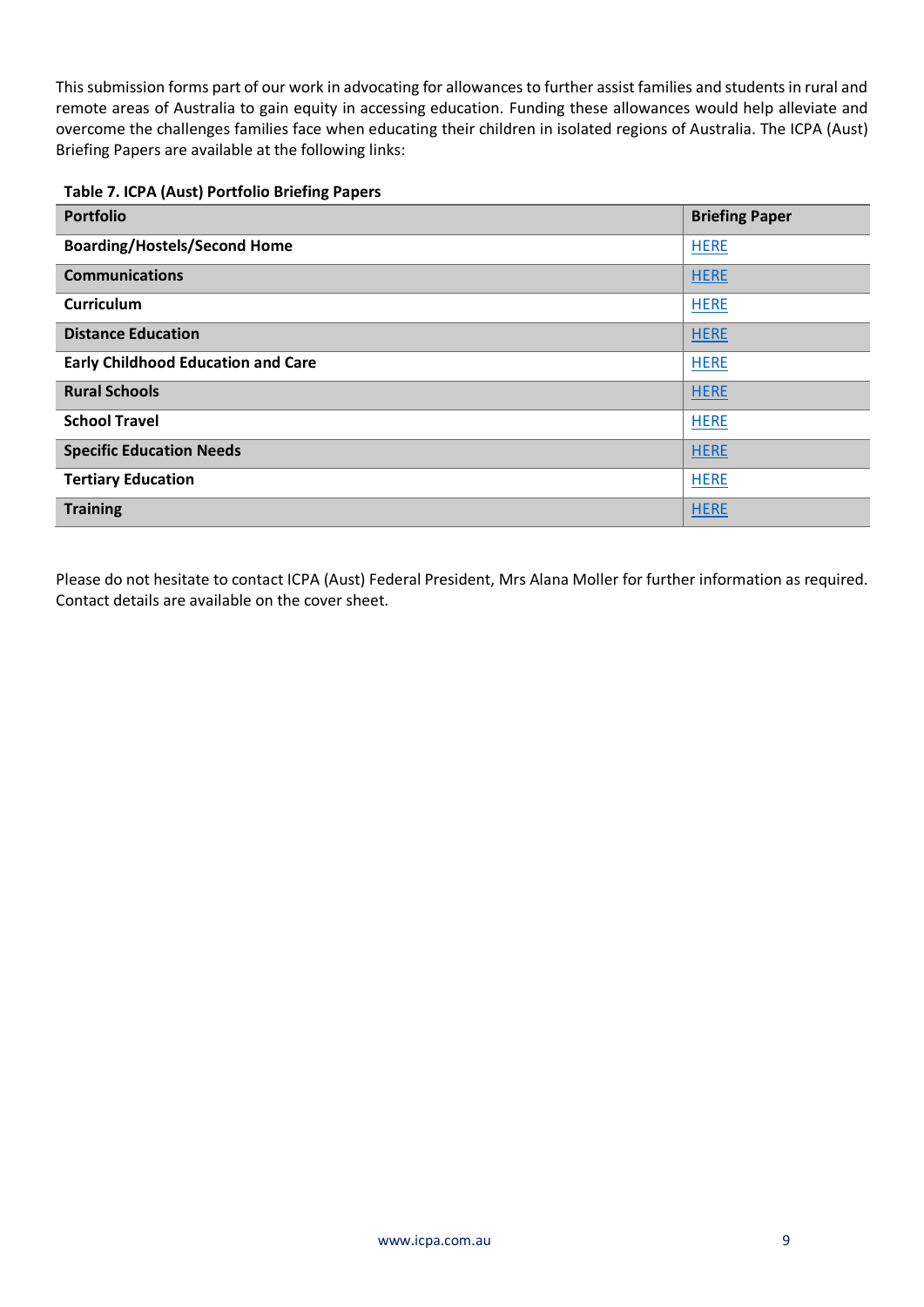This submission forms part of our work in advocating for allowances to further assist families and students in rural and remote areas of Australia to gain equity in accessing education. Funding these allowances would help alleviate and overcome the challenges families face when educating their children in isolated regions of Australia. The ICPA (Aust) Briefing Papers are available at the following links:

**Table 7. ICPA (Aust) Portfolio Briefing Papers**

| Portfolio | Briefing Paper |
|---|---|
| **Boarding/Hostels/Second Home** | HERE |
| **Communications** | HERE |
| **Curriculum** | HERE |
| **Distance Education** | HERE |
| **Early Childhood Education and Care** | HERE |
| **Rural Schools** | HERE |
| **School Travel** | HERE |
| **Specific Education Needs** | HERE |
| **Tertiary Education** | HERE |
| **Training** | HERE |

Please do not hesitate to contact ICPA (Aust) Federal President, Mrs Alana Moller for further information as required. Contact details are available on the cover sheet.